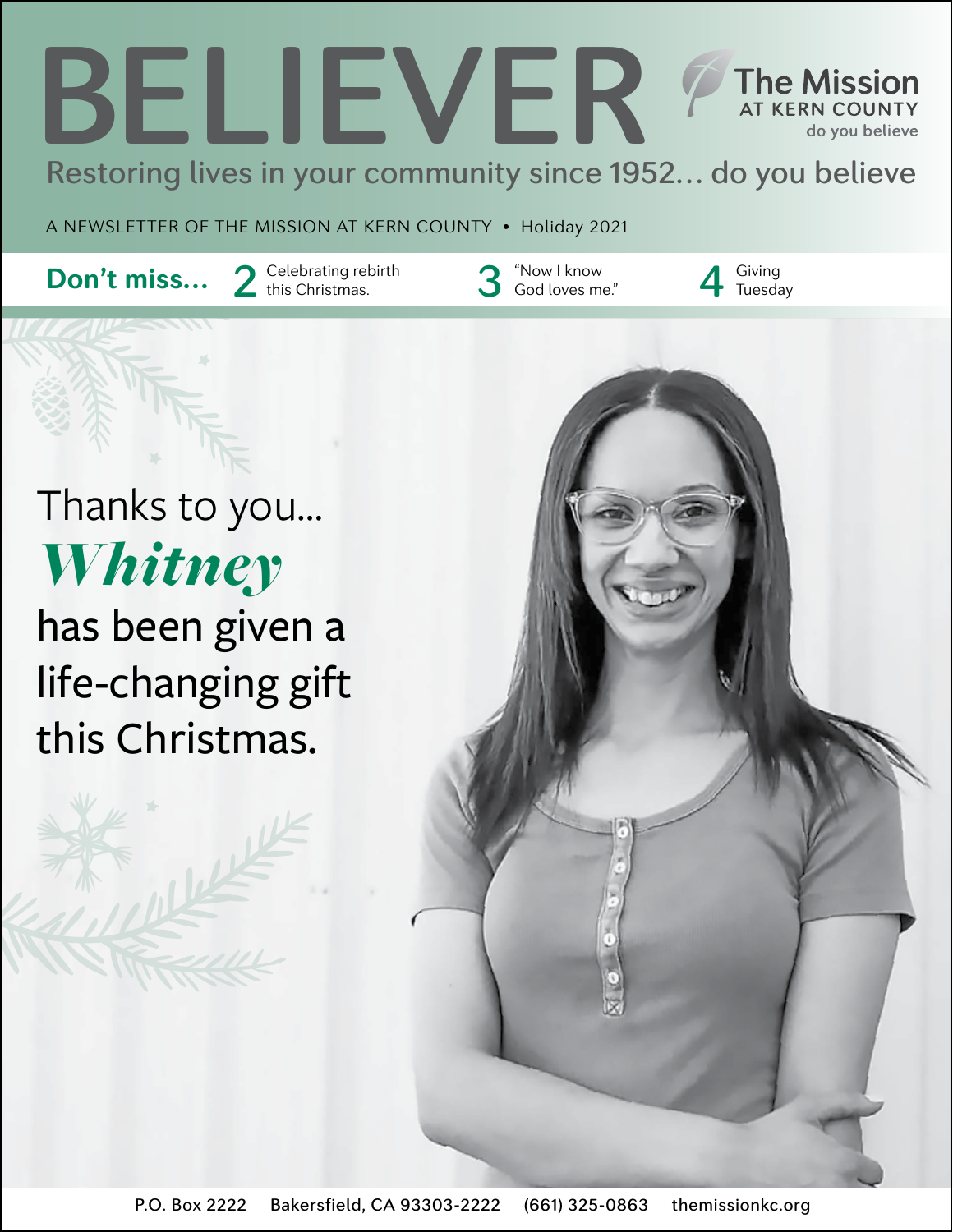# BELIEVER

The Mission AT KERN COUNTY do you believe

Restoring lives in your community since 1952... do you believe

A NEWSLETTER OF THE MISSION AT KERN COUNTY • Holiday 2021

**Don't miss...** 2 Celebrating rebirth this Christmas. 3 "Now I know God loves me." 4 Giving Tuesday

## Thanks to you... *Whitney* has been given a life-changing gift this Christmas.

P.O. Box 2222 Bakersfield, CA 93303-2222 (661) 325-0863 themissionkc.org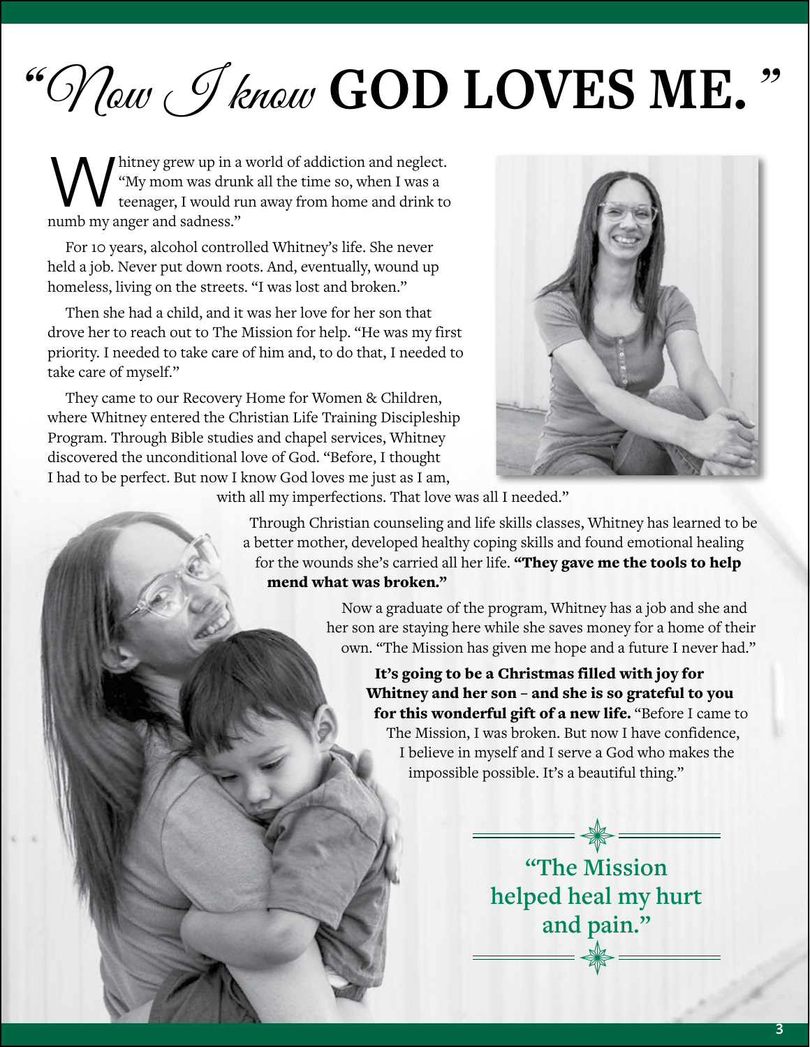# "Now I know GOD LOVES ME."

Whitney grew up in a world of addiction and neglect. "My mom was drunk all the time so, when I was a teenager, I would run away from home and drink to numb my anger and sadness."

For 10 years, alcohol controlled Whitney's life. She never held a job. Never put down roots. And, eventually, wound up homeless, living on the streets. "I was lost and broken."

Then she had a child, and it was her love for her son that drove her to reach out to The Mission for help. "He was my first priority. I needed to take care of him and, to do that, I needed to take care of myself."

They came to our Recovery Home for Women & Children, where Whitney entered the Christian Life Training Discipleship Program. Through Bible studies and chapel services, Whitney discovered the unconditional love of God. "Before, I thought I had to be perfect. But now I know God loves me just as I am, with all my imperfections. That love was all I needed."

Through Christian counseling and life skills classes, Whitney has learned to be a better mother, developed healthy coping skills and found emotional healing for the wounds she's carried all her life. **"They gave me the tools to help mend what was broken."**

Now a graduate of the program, Whitney has a job and she and her son are staying here while she saves money for a home of their own. "The Mission has given me hope and a future I never had."

**It's going to be a Christmas filled with joy for Whitney and her son – and she is so grateful to you for this wonderful gift of a new life.** "Before I came to The Mission, I was broken. But now I have confidence, I believe in myself and I serve a God who makes the impossible possible. It's a beautiful thing."

"The Mission helped heal my hurt and pain."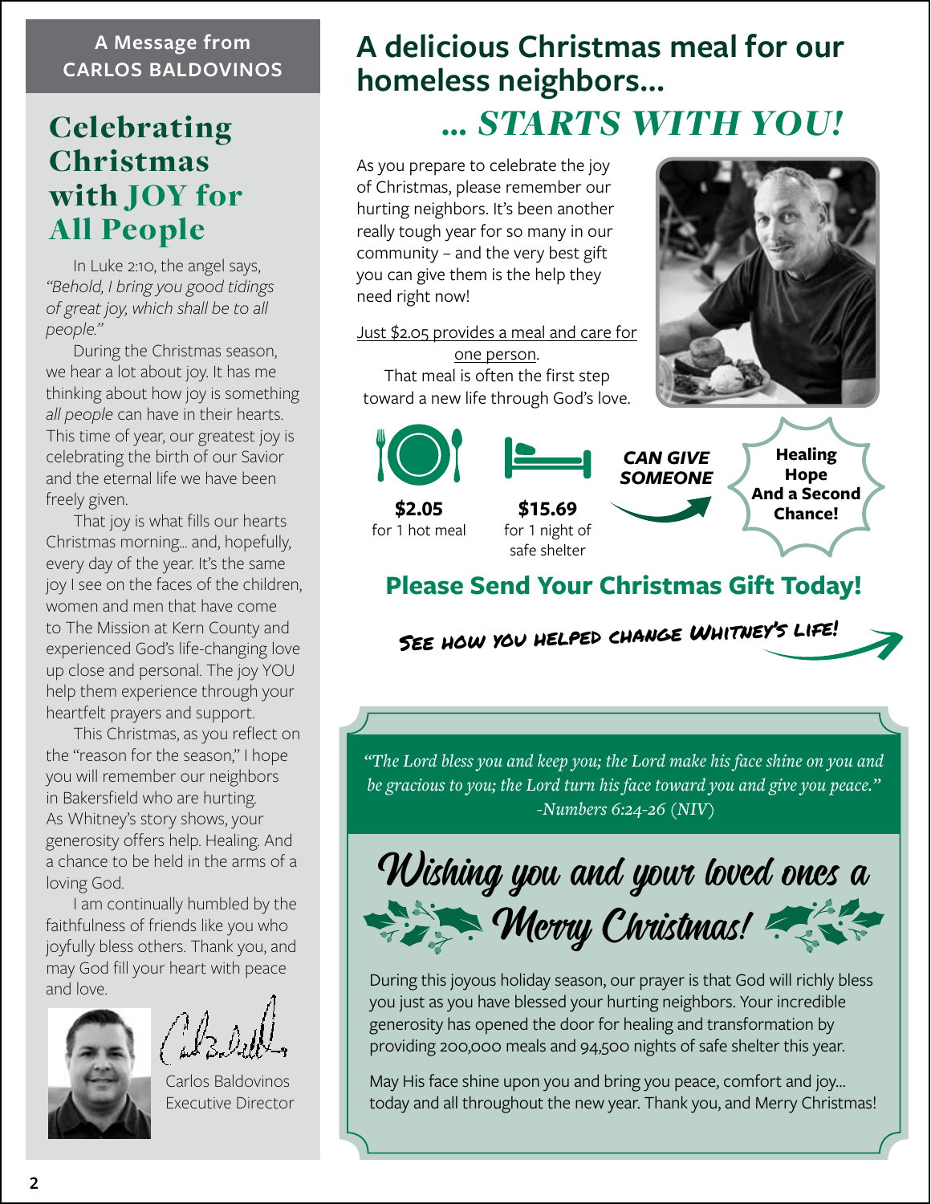A Message from CARLOS BALDOVINOS

# Celebrating Christmas with JOY for All People

In Luke 2:10, the angel says, *"Behold, I bring you good tidings of great joy, which shall be to all people."*

During the Christmas season, we hear a lot about joy. It has me thinking about how joy is something *all people* can have in their hearts. This time of year, our greatest joy is celebrating the birth of our Savior and the eternal life we have been freely given.

That joy is what fills our hearts Christmas morning… and, hopefully, every day of the year. It's the same joy I see on the faces of the children, women and men that have come to The Mission at Kern County and experienced God's life-changing love up close and personal. The joy YOU help them experience through your heartfelt prayers and support.

This Christmas, as you reflect on the "reason for the season," I hope you will remember our neighbors in Bakersfield who are hurting. As Whitney's story shows, your generosity offers help. Healing. And a chance to be held in the arms of a loving God.

I am continually humbled by the faithfulness of friends like you who joyfully bless others. Thank you, and may God fill your heart with peace and love.

Carlos Baldovinos
Executive Director

# A delicious Christmas meal for our homeless neighbors…

## … *STARTS WITH YOU!*

As you prepare to celebrate the joy of Christmas, please remember our hurting neighbors. It's been another really tough year for so many in our community – and the very best gift you can give them is the help they need right now!

Just $2.05 provides a meal and care for one person.
That meal is often the first step toward a new life through God's love.

**$2.05** for 1 hot meal

**$15.69** for 1 night of safe shelter

***CAN GIVE SOMEONE*** **Healing Hope And a Second Chance!**

## Please Send Your Christmas Gift Today!

SEE HOW YOU HELPED CHANGE WHITNEY'S LIFE!

*"The Lord bless you and keep you; the Lord make his face shine on you and be gracious to you; the Lord turn his face toward you and give you peace." -Numbers 6:24-26 (NIV)*

## *Wishing you and your loved ones a Merry Christmas!*

During this joyous holiday season, our prayer is that God will richly bless you just as you have blessed your hurting neighbors. Your incredible generosity has opened the door for healing and transformation by providing 200,000 meals and 94,500 nights of safe shelter this year.

May His face shine upon you and bring you peace, comfort and joy… today and all throughout the new year. Thank you, and Merry Christmas!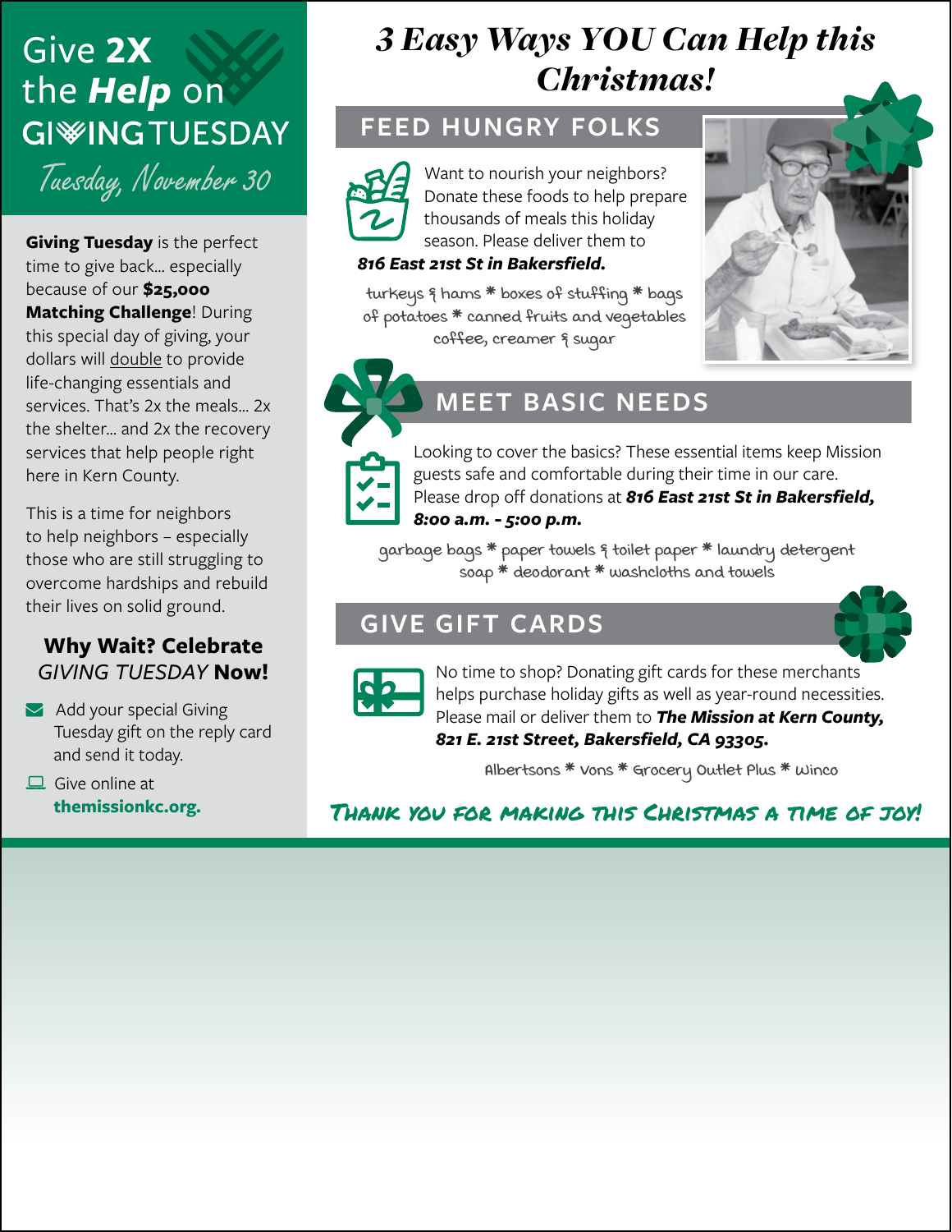# Give 2X the *Help* on GIVINGTUESDAY

*Tuesday, November 30*

**Giving Tuesday** is the perfect time to give back... especially because of our **$25,000 Matching Challenge**! During this special day of giving, your dollars will double to provide life-changing essentials and services. That's 2x the meals... 2x the shelter... and 2x the recovery services that help people right here in Kern County.

This is a time for neighbors to help neighbors – especially those who are still struggling to overcome hardships and rebuild their lives on solid ground.

### Why Wait? Celebrate *GIVING TUESDAY* Now!

- Add your special Giving Tuesday gift on the reply card and send it today.
- Give online at **themissionkc.org.**

# *3 Easy Ways YOU Can Help this Christmas!*

## FEED HUNGRY FOLKS

Want to nourish your neighbors? Donate these foods to help prepare thousands of meals this holiday season. Please deliver them to ***816 East 21st St in Bakersfield.***

turkeys & hams * boxes of stuffing * bags of potatoes * canned fruits and vegetables coffee, creamer & sugar

## MEET BASIC NEEDS

Looking to cover the basics? These essential items keep Mission guests safe and comfortable during their time in our care. Please drop off donations at ***816 East 21st St in Bakersfield, 8:00 a.m. - 5:00 p.m.***

garbage bags * paper towels & toilet paper * laundry detergent soap * deodorant * washcloths and towels

## GIVE GIFT CARDS

No time to shop? Donating gift cards for these merchants helps purchase holiday gifts as well as year-round necessities. Please mail or deliver them to ***The Mission at Kern County, 821 E. 21st Street, Bakersfield, CA 93305.***

Albertsons * Vons * Grocery Outlet Plus * Winco

***Thank you for making this Christmas a time of joy!***